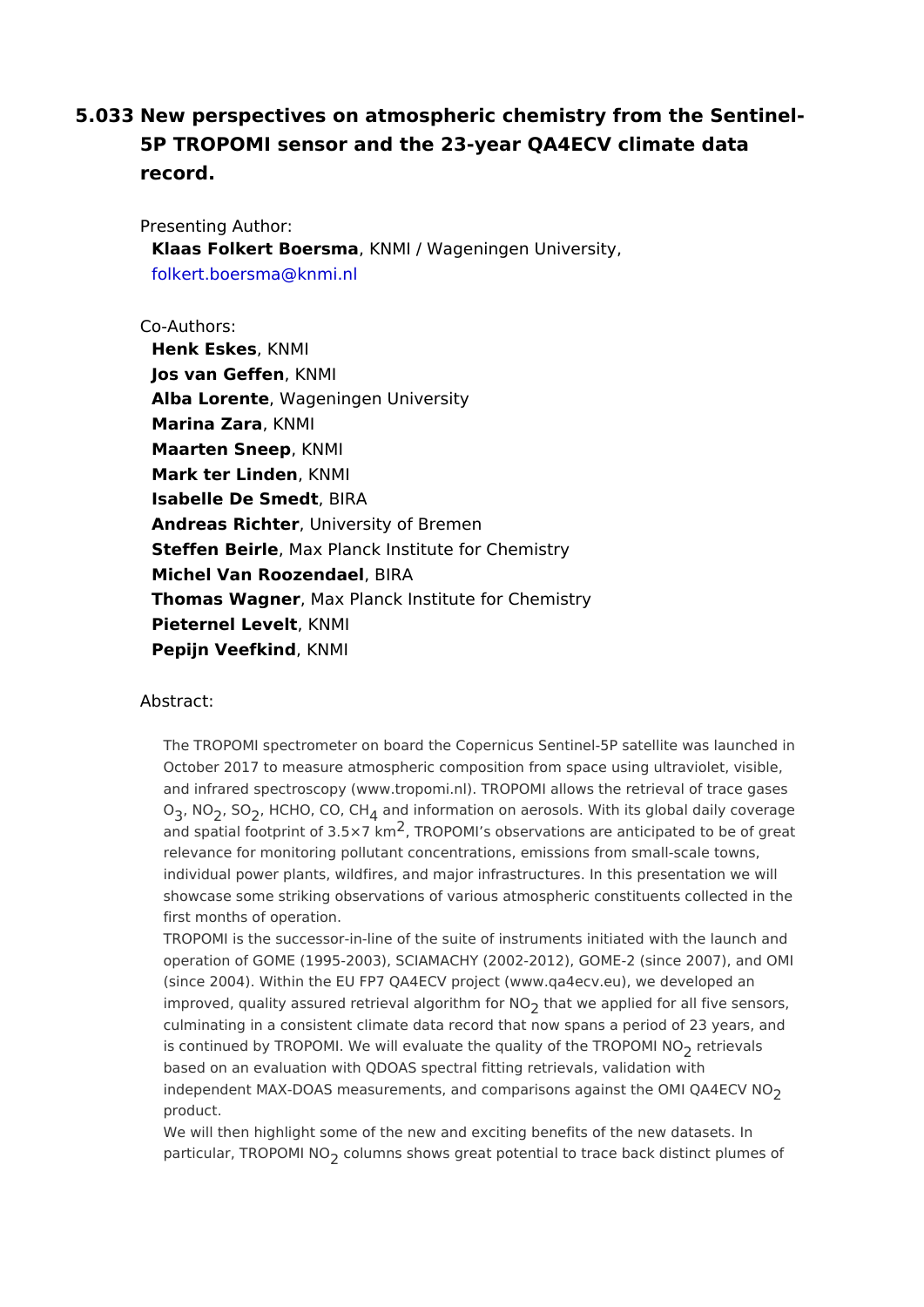# 5.033 New perspectives on atmospheric chemistry from the Sentinel-5P TROPOMI sensor and the 23-year QA4ECV climate data record.

Presenting Author:

**Klaas Folkert Boersma**, KNMI / Wageningen University, folkert.boersma@knmi.nl

Co-Authors:

**Henk Eskes**, KNMI
**Jos van Geffen**, KNMI
**Alba Lorente**, Wageningen University
**Marina Zara**, KNMI
**Maarten Sneep**, KNMI
**Mark ter Linden**, KNMI
**Isabelle De Smedt**, BIRA
**Andreas Richter**, University of Bremen
**Steffen Beirle**, Max Planck Institute for Chemistry
**Michel Van Roozendael**, BIRA
**Thomas Wagner**, Max Planck Institute for Chemistry
**Pieternel Levelt**, KNMI
**Pepijn Veefkind**, KNMI

Abstract:

The TROPOMI spectrometer on board the Copernicus Sentinel-5P satellite was launched in October 2017 to measure atmospheric composition from space using ultraviolet, visible, and infrared spectroscopy (www.tropomi.nl). TROPOMI allows the retrieval of trace gases $O_3$, $NO_2$, $SO_2$, HCHO, CO, $CH_4$ and information on aerosols. With its global daily coverage and spatial footprint of 3.5×7 $km^2$, TROPOMI's observations are anticipated to be of great relevance for monitoring pollutant concentrations, emissions from small-scale towns, individual power plants, wildfires, and major infrastructures. In this presentation we will showcase some striking observations of various atmospheric constituents collected in the first months of operation.

TROPOMI is the successor-in-line of the suite of instruments initiated with the launch and operation of GOME (1995-2003), SCIAMACHY (2002-2012), GOME-2 (since 2007), and OMI (since 2004). Within the EU FP7 QA4ECV project (www.qa4ecv.eu), we developed an improved, quality assured retrieval algorithm for $NO_2$ that we applied for all five sensors, culminating in a consistent climate data record that now spans a period of 23 years, and is continued by TROPOMI. We will evaluate the quality of the TROPOMI $NO_2$ retrievals based on an evaluation with QDOAS spectral fitting retrievals, validation with independent MAX-DOAS measurements, and comparisons against the OMI QA4ECV $NO_2$ product.

We will then highlight some of the new and exciting benefits of the new datasets. In particular, TROPOMI $NO_2$ columns shows great potential to trace back distinct plumes of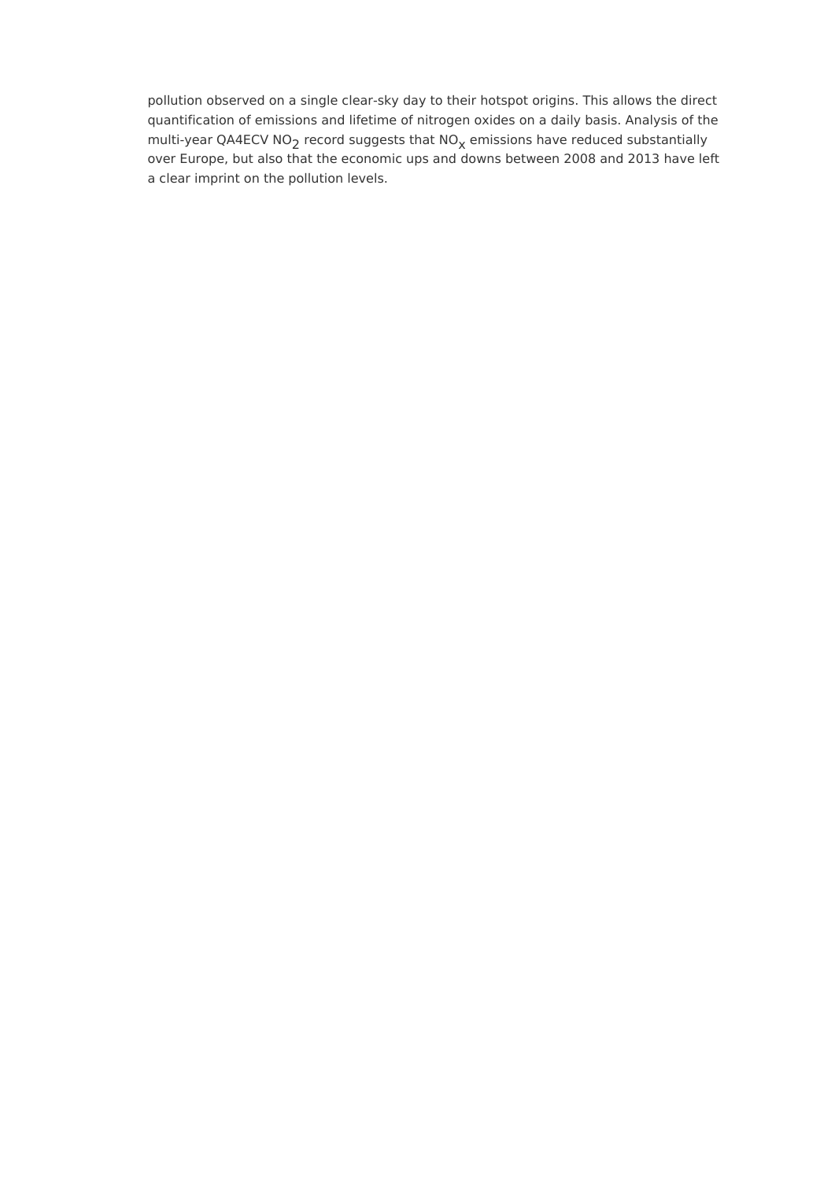pollution observed on a single clear-sky day to their hotspot origins. This allows the direct quantification of emissions and lifetime of nitrogen oxides on a daily basis. Analysis of the multi-year QA4ECV $NO_2$ record suggests that $NO_x$ emissions have reduced substantially over Europe, but also that the economic ups and downs between 2008 and 2013 have left a clear imprint on the pollution levels.